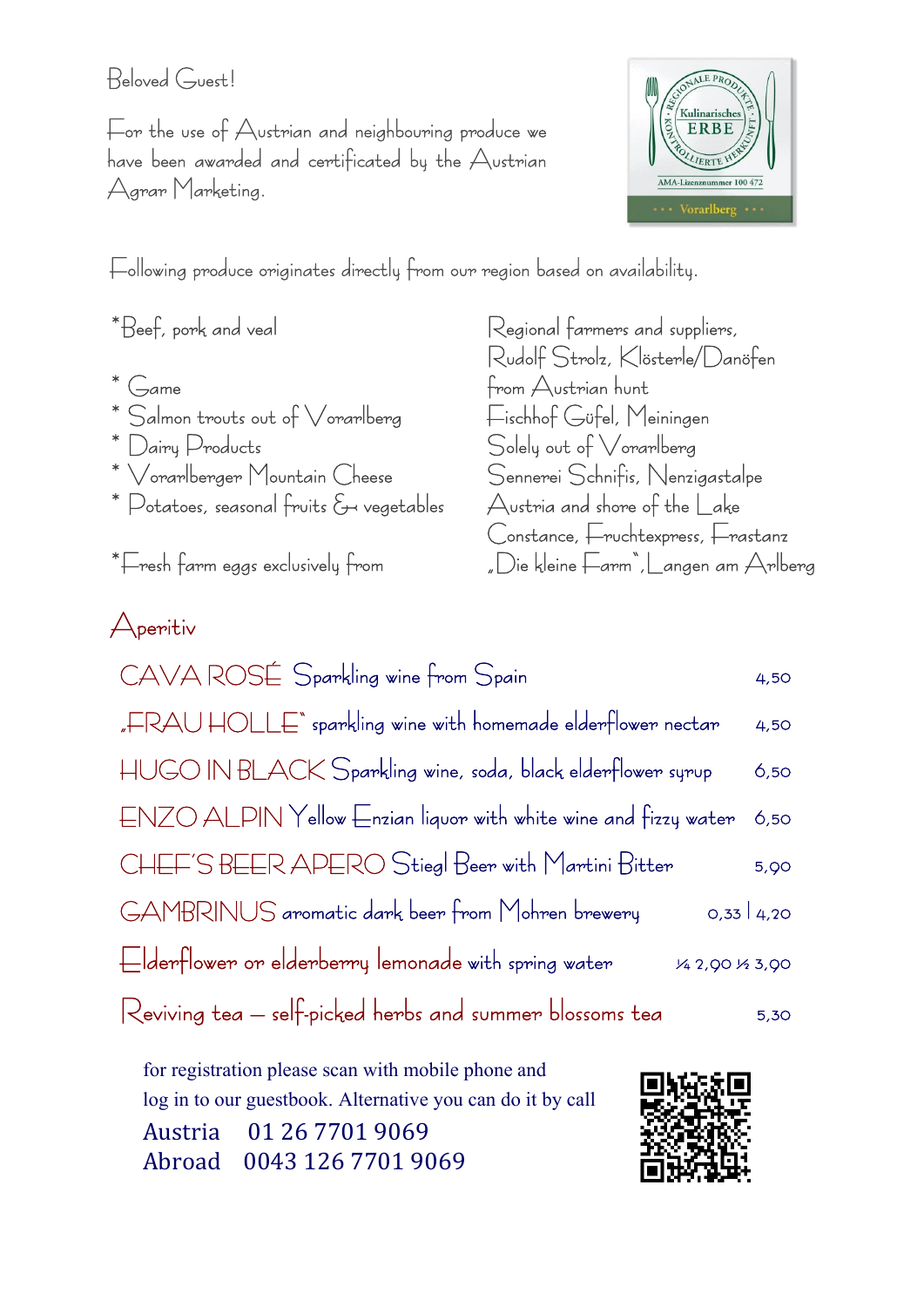Beloved Guest!

For the use of Austrian and neighbouring produce we have been awarded and certificated by the Austrian Agrar Marketing.

Following produce originates directly from our region based on availability.

| | |
|---|---|
| *Beef, pork and veal | Regional farmers and suppliers, Rudolf Strolz, Klösterle/Danöfen |
| * Game | from Austrian hunt |
| * Salmon trouts out of Vorarlberg | Fischhof Güfel, Meiningen |
| * Dairy Products | Solely out of Vorarlberg |
| * Vorarlberger Mountain Cheese | Sennerei Schnifis, Nenzigastalpe |
| * Potatoes, seasonal fruits & vegetables | Austria and shore of the Lake Constance, Fruchtexpress, Frastanz |
| *Fresh farm eggs exclusively from | „Die kleine Farm", Langen am Arlberg |

## Aperitiv

| | |
|---|---|
| CAVA ROSÉ Sparkling wine from Spain | 4,50 |
| „FRAU HOLLE" sparkling wine with homemade elderflower nectar | 4,50 |
| HUGO IN BLACK Sparkling wine, soda, black elderflower syrup | 6,50 |
| ENZO ALPIN Yellow Enzian liquor with white wine and fizzy water | 6,50 |
| CHEF'S BEER APERO Stiegl Beer with Martini Bitter | 5,90 |
| GAMBRINUS aromatic dark beer from Mohren brewery | 0,33 \| 4,20 |
| Elderflower or elderberry lemonade with spring water | ¼ 2,90 ½ 3,90 |
| Reviving tea – self-picked herbs and summer blossoms tea | 5,30 |

for registration please scan with mobile phone and log in to our guestbook. Alternative you can do it by call

Austria 01 26 7701 9069

Abroad 0043 126 7701 9069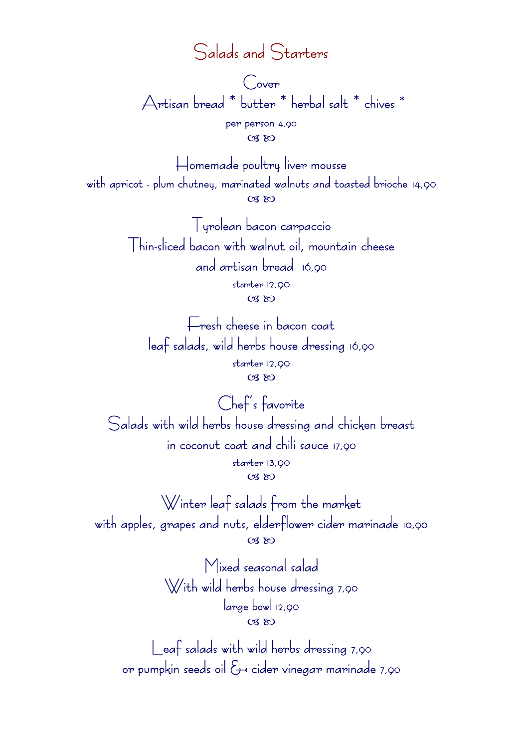# Salads and Starters

**Cover**

Artisan bread * butter * herbal salt * chives *

per person 4,90

☙ ❧

**Homemade poultry liver mousse**

with apricot - plum chutney, marinated walnuts and toasted brioche 14,90

☙ ❧

**Tyrolean bacon carpaccio**

Thin-sliced bacon with walnut oil, mountain cheese

and artisan bread 16,90

starter 12,90

☙ ❧

**Fresh cheese in bacon coat**

leaf salads, wild herbs house dressing 16,90

starter 12,90

☙ ❧

**Chef's favorite**

Salads with wild herbs house dressing and chicken breast

in coconut coat and chili sauce 17,90

starter 13,90

☙ ❧

**Winter leaf salads from the market**

with apples, grapes and nuts, elderflower cider marinade 10,90

☙ ❧

**Mixed seasonal salad**

With wild herbs house dressing 7,90

large bowl 12,90

☙ ❧

**Leaf salads with wild herbs dressing 7,90**

or pumpkin seeds oil & cider vinegar marinade 7,90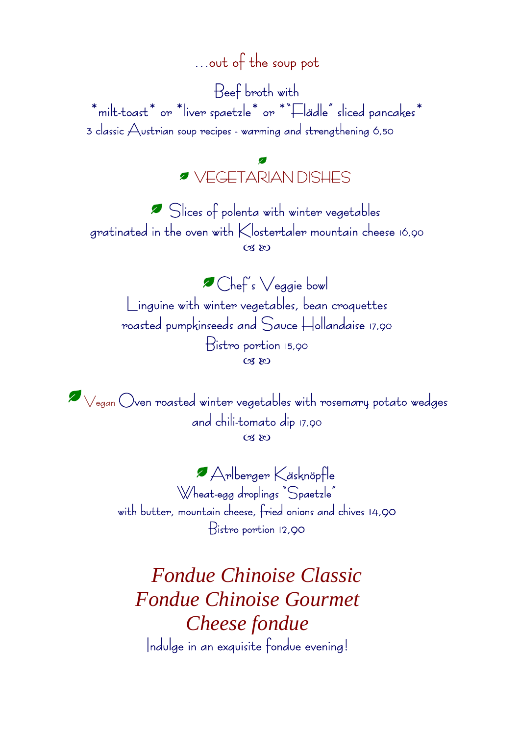## ...out of the soup pot

Beef broth with
*milt-toast* or *liver spaetzle* or *"Flädle" sliced pancakes*
3 classic Austrian soup recipes - warming and strengthening 6,50

## VEGETARIAN DISHES

Slices of polenta with winter vegetables
gratinated in the oven with Klostertaler mountain cheese 16,90

ꕥ

Chef's Veggie bowl
Linguine with winter vegetables, bean croquettes
roasted pumpkinseeds and Sauce Hollandaise 17,90
Bistro portion 15,90

ꕥ

Vegan Oven roasted winter vegetables with rosemary potato wedges
and chili-tomato dip 17,90

ꕥ

Arlberger Käsknöpfle
Wheat-egg droplings "Spaetzle"
with butter, mountain cheese, fried onions and chives 14,90
Bistro portion 12,90

*Fondue Chinoise Classic*
*Fondue Chinoise Gourmet*
*Cheese fondue*

Indulge in an exquisite fondue evening!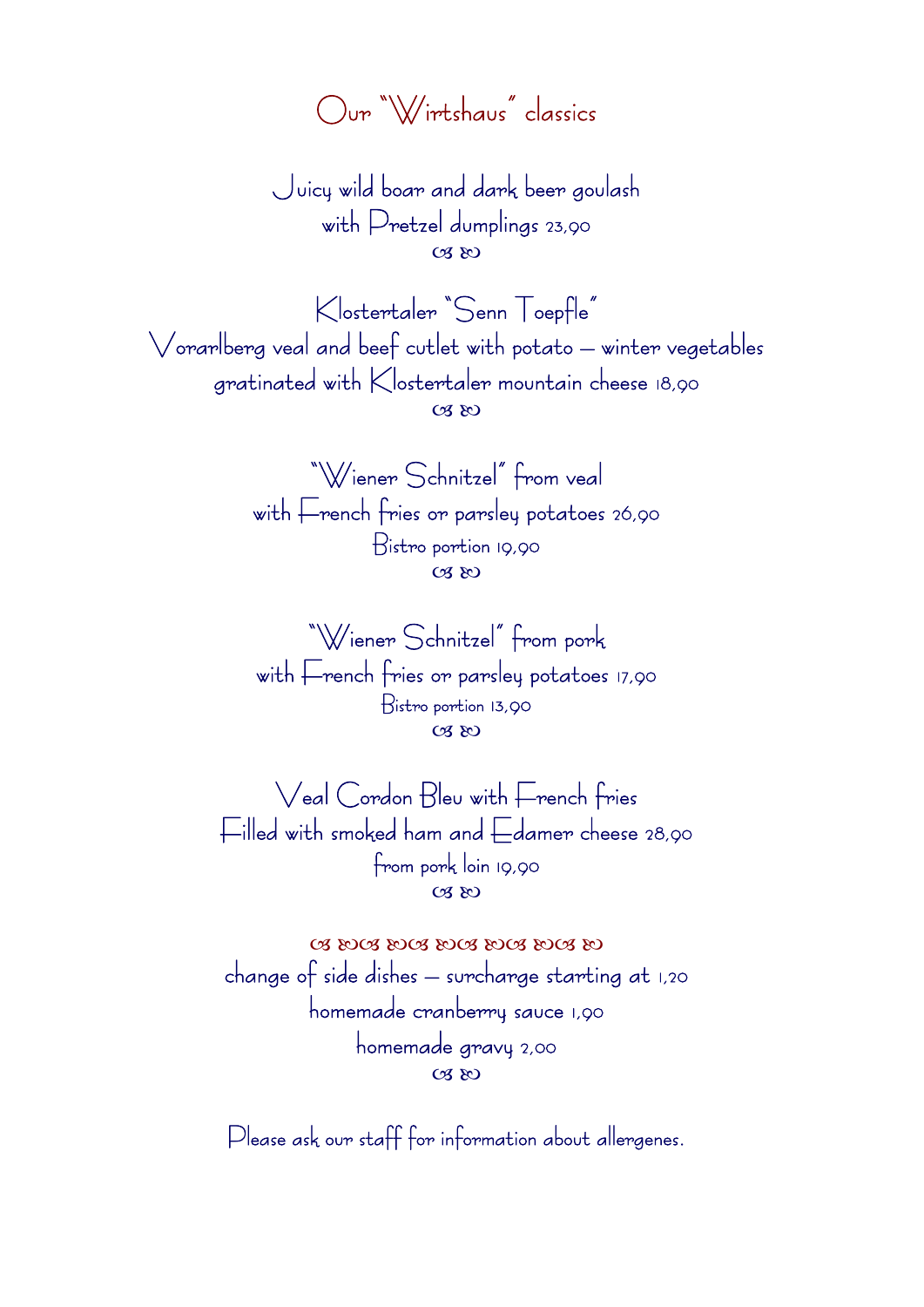# Our "Wirtshaus" classics

Juicy wild boar and dark beer goulash
with Pretzel dumplings 23,90

Klostertaler "Senn Toepfle"
Vorarlberg veal and beef cutlet with potato – winter vegetables
gratinated with Klostertaler mountain cheese 18,90

"Wiener Schnitzel" from veal
with French fries or parsley potatoes 26,90
Bistro portion 19,90

"Wiener Schnitzel" from pork
with French fries or parsley potatoes 17,90
Bistro portion 13,90

Veal Cordon Bleu with French fries
Filled with smoked ham and Edamer cheese 28,90
from pork loin 19,90

change of side dishes – surcharge starting at 1,20
homemade cranberry sauce 1,90
homemade gravy 2,00

Please ask our staff for information about allergenes.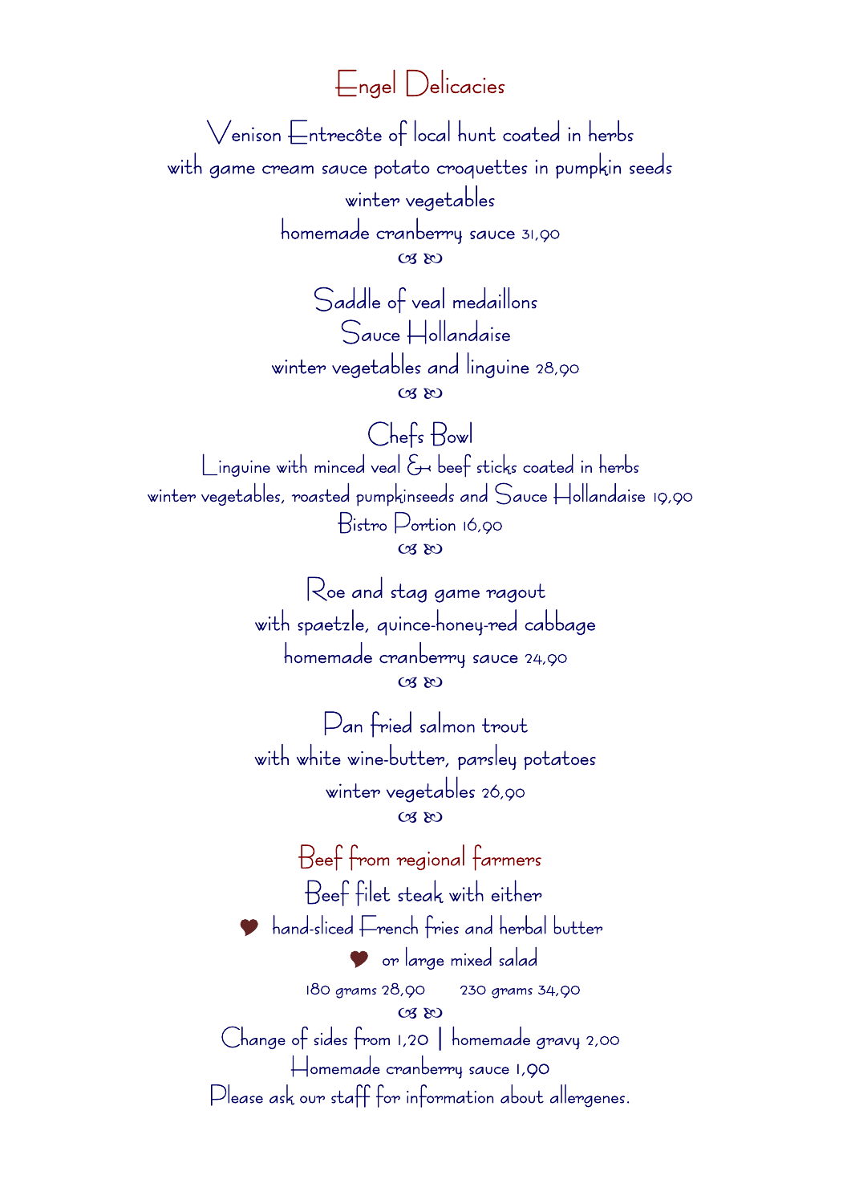# Engel Delicacies

Venison Entrecôte of local hunt coated in herbs
with game cream sauce potato croquettes in pumpkin seeds
winter vegetables
homemade cranberry sauce 31,90

Saddle of veal medaillons
Sauce Hollandaise
winter vegetables and linguine 28,90

Chefs Bowl
Linguine with minced veal & beef sticks coated in herbs
winter vegetables, roasted pumpkinseeds and Sauce Hollandaise 19,90
Bistro Portion 16,90

Roe and stag game ragout
with spaetzle, quince-honey-red cabbage
homemade cranberry sauce 24,90

Pan fried salmon trout
with white wine-butter, parsley potatoes
winter vegetables 26,90

## Beef from regional farmers

Beef filet steak with either

- hand-sliced French fries and herbal butter
- or large mixed salad

180 grams 28,90 230 grams 34,90

Change of sides from 1,20 | homemade gravy 2,00
Homemade cranberry sauce 1,90
Please ask our staff for information about allergenes.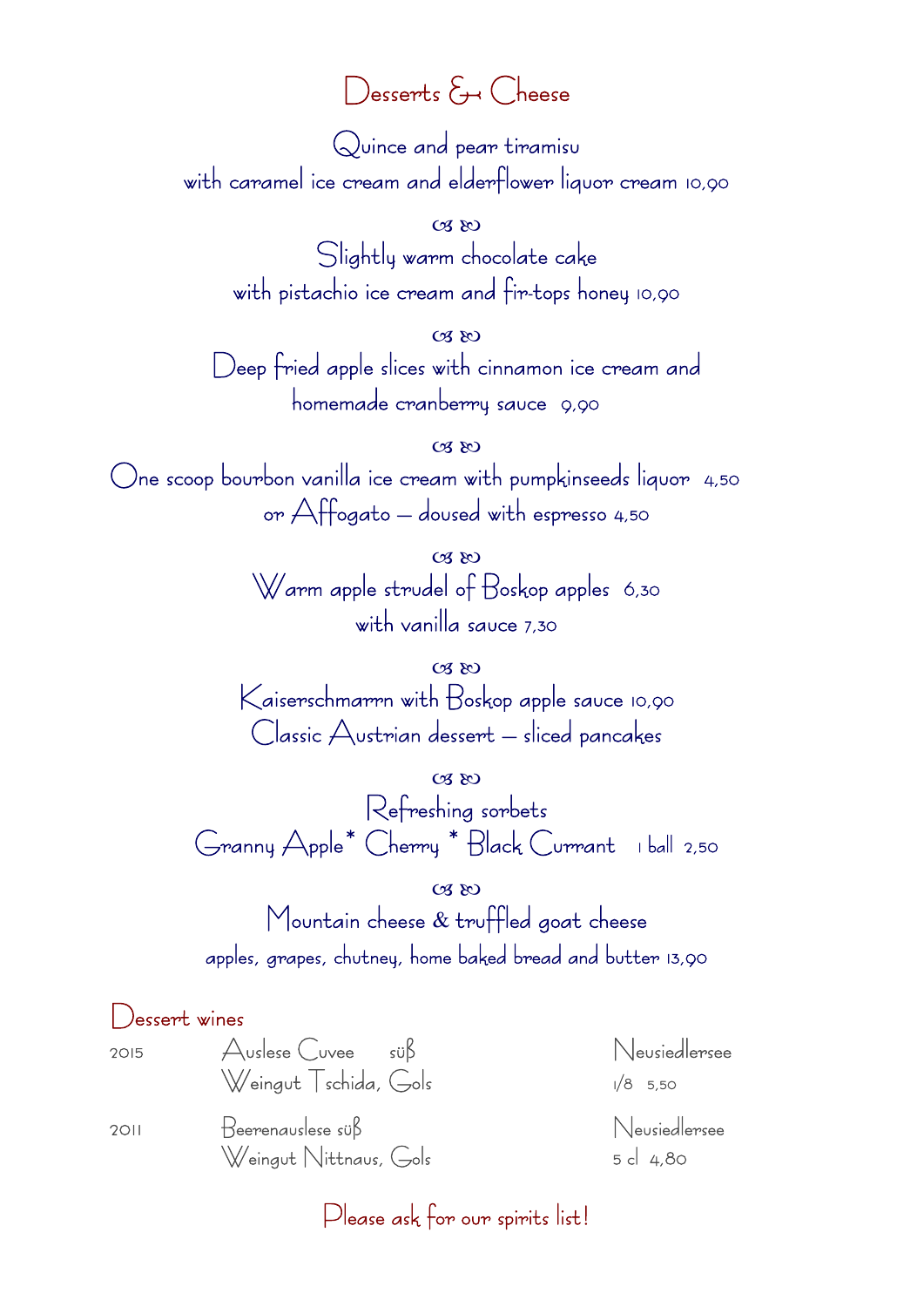# Desserts & Cheese

**Quince and pear tiramisu**
with caramel ice cream and elderflower liquor cream 10,90

☙ ❧

**Slightly warm chocolate cake**
with pistachio ice cream and fir-tops honey 10,90

☙ ❧

**Deep fried apple slices with cinnamon ice cream and homemade cranberry sauce** 9,90

☙ ❧

**One scoop bourbon vanilla ice cream with pumpkinseeds liquor** 4,50
or Affogato – doused with espresso 4,50

☙ ❧

**Warm apple strudel of Boskop apples** 6,30
with vanilla sauce 7,30

☙ ❧

**Kaiserschmarrn with Boskop apple sauce** 10,90
Classic Austrian dessert – sliced pancakes

☙ ❧

**Refreshing sorbets**
Granny Apple * Cherry * Black Currant  1 ball 2,50

☙ ❧

**Mountain cheese & truffled goat cheese**
apples, grapes, chutney, home baked bread and butter 13,90

## Dessert wines

| | | |
|---|---|---|
| 2015 | Auslese Cuvee süß<br>Weingut Tschida, Gols | Neusiedlersee<br>1/8 5,50 |
| 2011 | Beerenauslese süß<br>Weingut Nittnaus, Gols | Neusiedlersee<br>5 cl 4,80 |

Please ask for our spirits list!